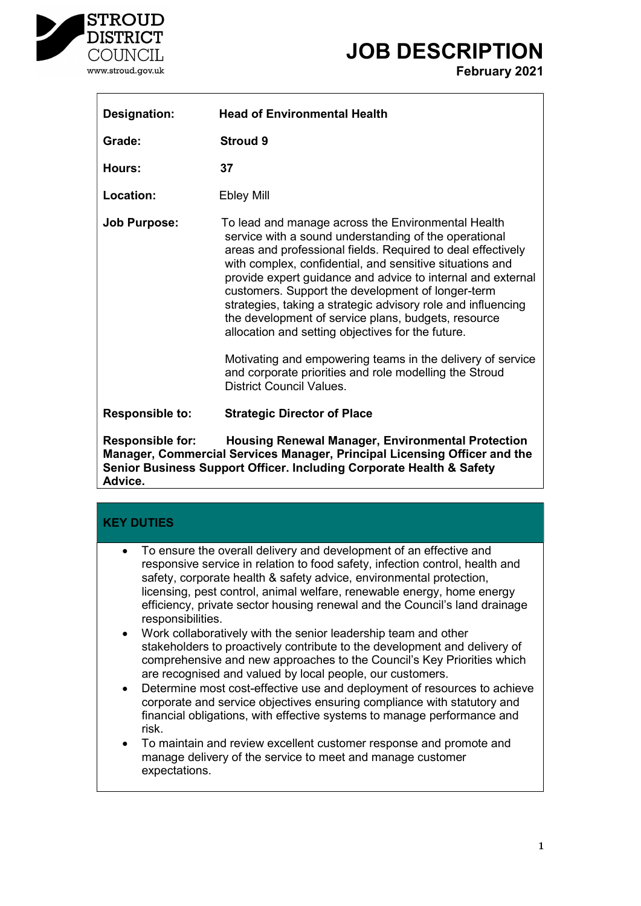# JOB DESCRIPTION

**February 2021**

| | |
|---|---|
| **Designation:** | **Head of Environmental Health** |
| **Grade:** | **Stroud 9** |
| **Hours:** | **37** |
| **Location:** | Ebley Mill |
| **Job Purpose:** | To lead and manage across the Environmental Health service with a sound understanding of the operational areas and professional fields. Required to deal effectively with complex, confidential, and sensitive situations and provide expert guidance and advice to internal and external customers. Support the development of longer-term strategies, taking a strategic advisory role and influencing the development of service plans, budgets, resource allocation and setting objectives for the future.<br><br>Motivating and empowering teams in the delivery of service and corporate priorities and role modelling the Stroud District Council Values. |
| **Responsible to:** | **Strategic Director of Place** |

**Responsible for:** **Housing Renewal Manager, Environmental Protection Manager, Commercial Services Manager, Principal Licensing Officer and the Senior Business Support Officer. Including Corporate Health & Safety Advice.**

## KEY DUTIES

- To ensure the overall delivery and development of an effective and responsive service in relation to food safety, infection control, health and safety, corporate health & safety advice, environmental protection, licensing, pest control, animal welfare, renewable energy, home energy efficiency, private sector housing renewal and the Council's land drainage responsibilities.
- Work collaboratively with the senior leadership team and other stakeholders to proactively contribute to the development and delivery of comprehensive and new approaches to the Council's Key Priorities which are recognised and valued by local people, our customers.
- Determine most cost-effective use and deployment of resources to achieve corporate and service objectives ensuring compliance with statutory and financial obligations, with effective systems to manage performance and risk.
- To maintain and review excellent customer response and promote and manage delivery of the service to meet and manage customer expectations.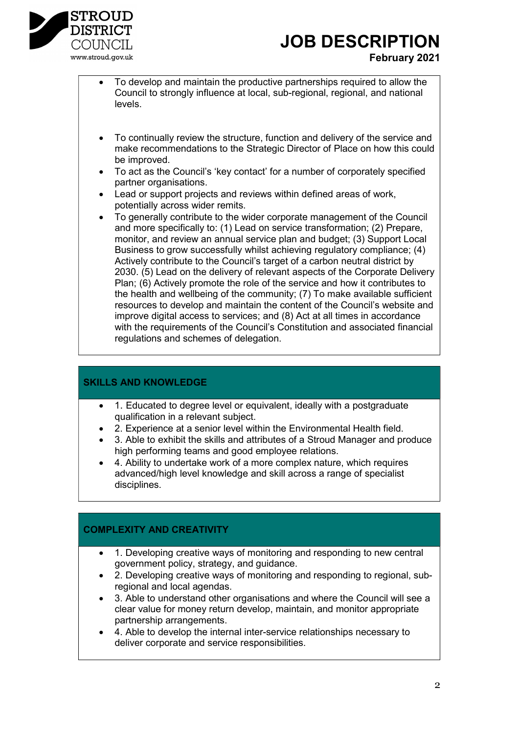- To develop and maintain the productive partnerships required to allow the Council to strongly influence at local, sub-regional, regional, and national levels.

- To continually review the structure, function and delivery of the service and make recommendations to the Strategic Director of Place on how this could be improved.
- To act as the Council's 'key contact' for a number of corporately specified partner organisations.
- Lead or support projects and reviews within defined areas of work, potentially across wider remits.
- To generally contribute to the wider corporate management of the Council and more specifically to: (1) Lead on service transformation; (2) Prepare, monitor, and review an annual service plan and budget; (3) Support Local Business to grow successfully whilst achieving regulatory compliance; (4) Actively contribute to the Council's target of a carbon neutral district by 2030. (5) Lead on the delivery of relevant aspects of the Corporate Delivery Plan; (6) Actively promote the role of the service and how it contributes to the health and wellbeing of the community; (7) To make available sufficient resources to develop and maintain the content of the Council's website and improve digital access to services; and (8) Act at all times in accordance with the requirements of the Council's Constitution and associated financial regulations and schemes of delegation.

## SKILLS AND KNOWLEDGE

- 1. Educated to degree level or equivalent, ideally with a postgraduate qualification in a relevant subject.
- 2. Experience at a senior level within the Environmental Health field.
- 3. Able to exhibit the skills and attributes of a Stroud Manager and produce high performing teams and good employee relations.
- 4. Ability to undertake work of a more complex nature, which requires advanced/high level knowledge and skill across a range of specialist disciplines.

## COMPLEXITY AND CREATIVITY

- 1. Developing creative ways of monitoring and responding to new central government policy, strategy, and guidance.
- 2. Developing creative ways of monitoring and responding to regional, sub-regional and local agendas.
- 3. Able to understand other organisations and where the Council will see a clear value for money return develop, maintain, and monitor appropriate partnership arrangements.
- 4. Able to develop the internal inter-service relationships necessary to deliver corporate and service responsibilities.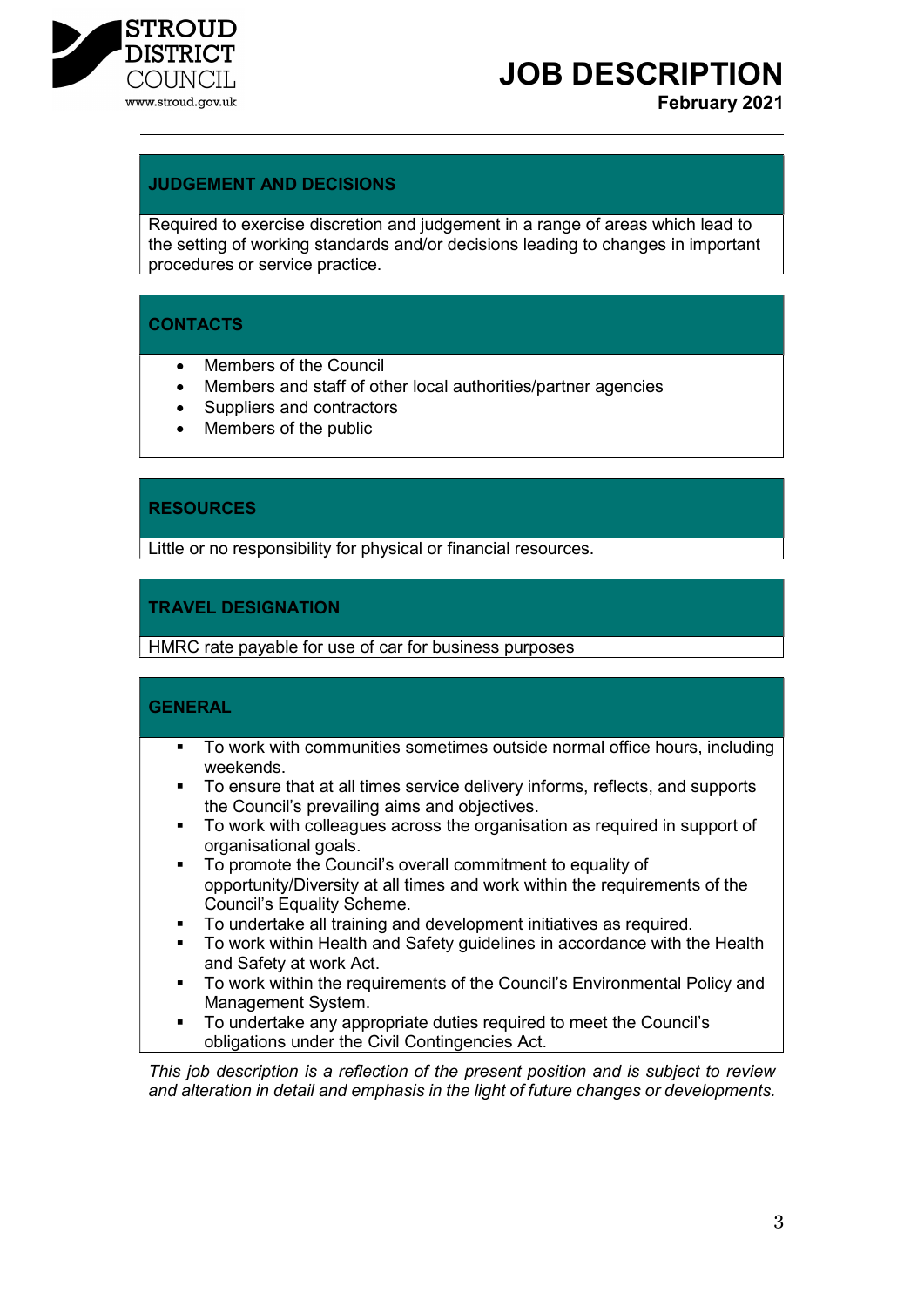## JUDGEMENT AND DECISIONS

Required to exercise discretion and judgement in a range of areas which lead to the setting of working standards and/or decisions leading to changes in important procedures or service practice.

## CONTACTS

- Members of the Council
- Members and staff of other local authorities/partner agencies
- Suppliers and contractors
- Members of the public

## RESOURCES

Little or no responsibility for physical or financial resources.

## TRAVEL DESIGNATION

HMRC rate payable for use of car for business purposes

## GENERAL

- To work with communities sometimes outside normal office hours, including weekends.
- To ensure that at all times service delivery informs, reflects, and supports the Council's prevailing aims and objectives.
- To work with colleagues across the organisation as required in support of organisational goals.
- To promote the Council's overall commitment to equality of opportunity/Diversity at all times and work within the requirements of the Council's Equality Scheme.
- To undertake all training and development initiatives as required.
- To work within Health and Safety guidelines in accordance with the Health and Safety at work Act.
- To work within the requirements of the Council's Environmental Policy and Management System.
- To undertake any appropriate duties required to meet the Council's obligations under the Civil Contingencies Act.

*This job description is a reflection of the present position and is subject to review and alteration in detail and emphasis in the light of future changes or developments.*